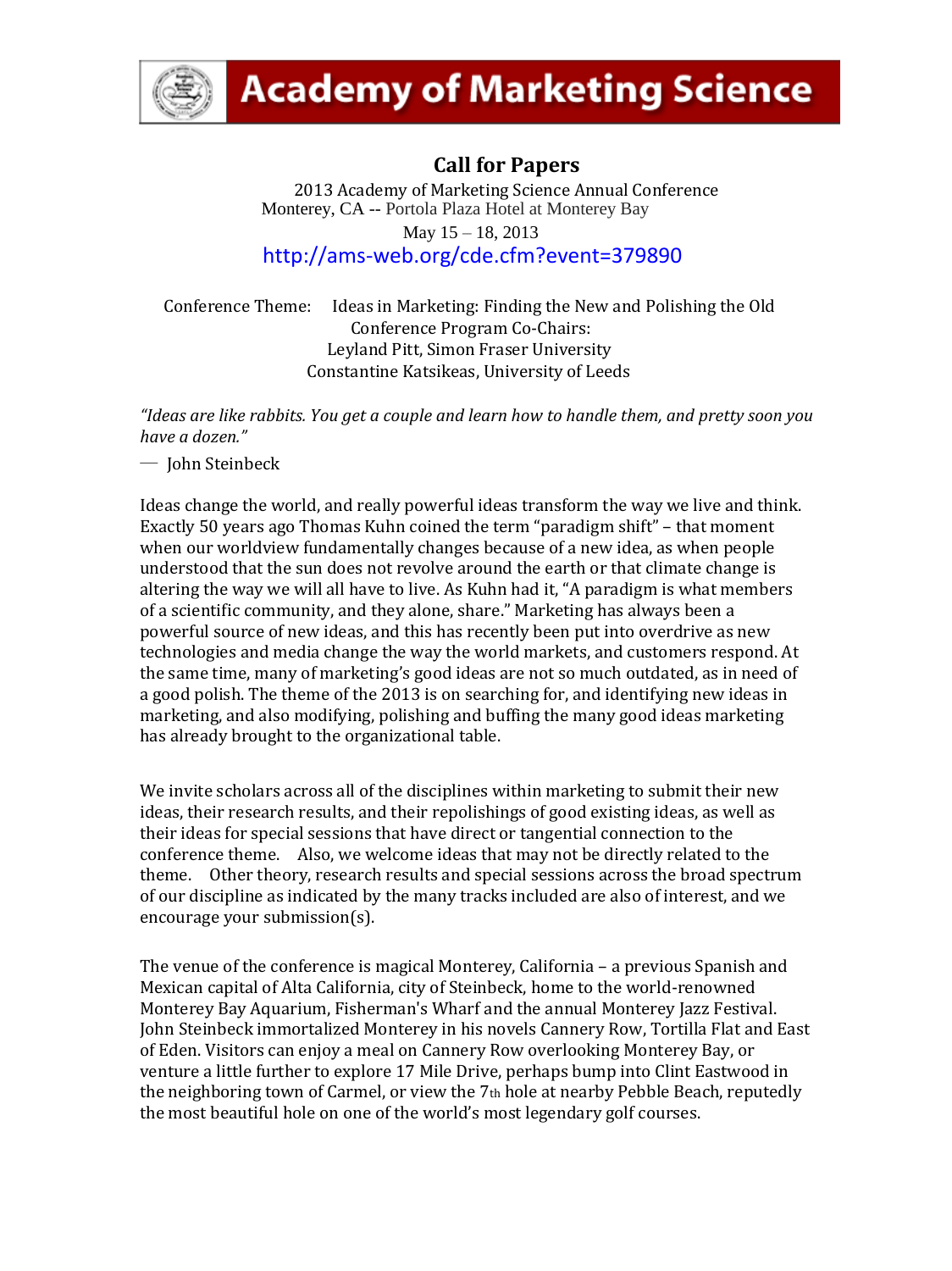# Academy of Marketing Science

## Call for Papers

2013 Academy of Marketing Science Annual Conference
Monterey, CA -- Portola Plaza Hotel at Monterey Bay
May 15 – 18, 2013
http://ams-web.org/cde.cfm?event=379890

Conference Theme: Ideas in Marketing: Finding the New and Polishing the Old
Conference Program Co-Chairs:
Leyland Pitt, Simon Fraser University
Constantine Katsikeas, University of Leeds

*"Ideas are like rabbits. You get a couple and learn how to handle them, and pretty soon you have a dozen."*

— John Steinbeck

Ideas change the world, and really powerful ideas transform the way we live and think. Exactly 50 years ago Thomas Kuhn coined the term "paradigm shift" – that moment when our worldview fundamentally changes because of a new idea, as when people understood that the sun does not revolve around the earth or that climate change is altering the way we will all have to live. As Kuhn had it, "A paradigm is what members of a scientific community, and they alone, share." Marketing has always been a powerful source of new ideas, and this has recently been put into overdrive as new technologies and media change the way the world markets, and customers respond. At the same time, many of marketing's good ideas are not so much outdated, as in need of a good polish. The theme of the 2013 is on searching for, and identifying new ideas in marketing, and also modifying, polishing and buffing the many good ideas marketing has already brought to the organizational table.

We invite scholars across all of the disciplines within marketing to submit their new ideas, their research results, and their repolishings of good existing ideas, as well as their ideas for special sessions that have direct or tangential connection to the conference theme. Also, we welcome ideas that may not be directly related to the theme. Other theory, research results and special sessions across the broad spectrum of our discipline as indicated by the many tracks included are also of interest, and we encourage your submission(s).

The venue of the conference is magical Monterey, California – a previous Spanish and Mexican capital of Alta California, city of Steinbeck, home to the world-renowned Monterey Bay Aquarium, Fisherman's Wharf and the annual Monterey Jazz Festival. John Steinbeck immortalized Monterey in his novels Cannery Row, Tortilla Flat and East of Eden. Visitors can enjoy a meal on Cannery Row overlooking Monterey Bay, or venture a little further to explore 17 Mile Drive, perhaps bump into Clint Eastwood in the neighboring town of Carmel, or view the 7th hole at nearby Pebble Beach, reputedly the most beautiful hole on one of the world's most legendary golf courses.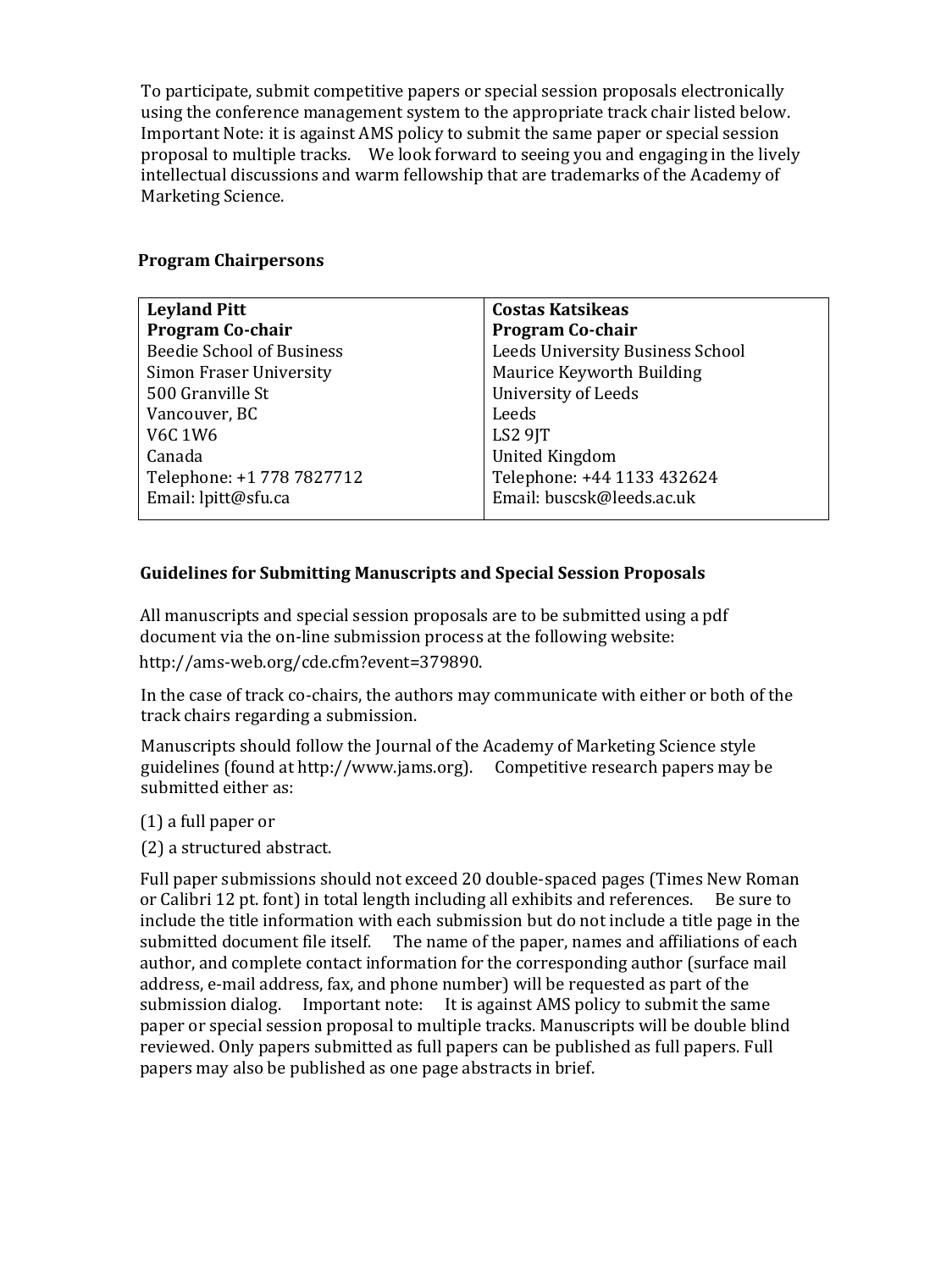To participate, submit competitive papers or special session proposals electronically using the conference management system to the appropriate track chair listed below. Important Note: it is against AMS policy to submit the same paper or special session proposal to multiple tracks. We look forward to seeing you and engaging in the lively intellectual discussions and warm fellowship that are trademarks of the Academy of Marketing Science.

### Program Chairpersons

| **Leyland Pitt**<br>**Program Co-chair**<br>Beedie School of Business<br>Simon Fraser University<br>500 Granville St<br>Vancouver, BC<br>V6C 1W6<br>Canada<br>Telephone: +1 778 7827712<br>Email: lpitt@sfu.ca | **Costas Katsikeas**<br>**Program Co-chair**<br>Leeds University Business School<br>Maurice Keyworth Building<br>University of Leeds<br>Leeds<br>LS2 9JT<br>United Kingdom<br>Telephone: +44 1133 432624<br>Email: buscsk@leeds.ac.uk |
|---|---|

### Guidelines for Submitting Manuscripts and Special Session Proposals

All manuscripts and special session proposals are to be submitted using a pdf document via the on-line submission process at the following website: http://ams-web.org/cde.cfm?event=379890.

In the case of track co-chairs, the authors may communicate with either or both of the track chairs regarding a submission.

Manuscripts should follow the Journal of the Academy of Marketing Science style guidelines (found at http://www.jams.org). Competitive research papers may be submitted either as:

(1) a full paper or

(2) a structured abstract.

Full paper submissions should not exceed 20 double-spaced pages (Times New Roman or Calibri 12 pt. font) in total length including all exhibits and references. Be sure to include the title information with each submission but do not include a title page in the submitted document file itself. The name of the paper, names and affiliations of each author, and complete contact information for the corresponding author (surface mail address, e-mail address, fax, and phone number) will be requested as part of the submission dialog. Important note: It is against AMS policy to submit the same paper or special session proposal to multiple tracks. Manuscripts will be double blind reviewed. Only papers submitted as full papers can be published as full papers. Full papers may also be published as one page abstracts in brief.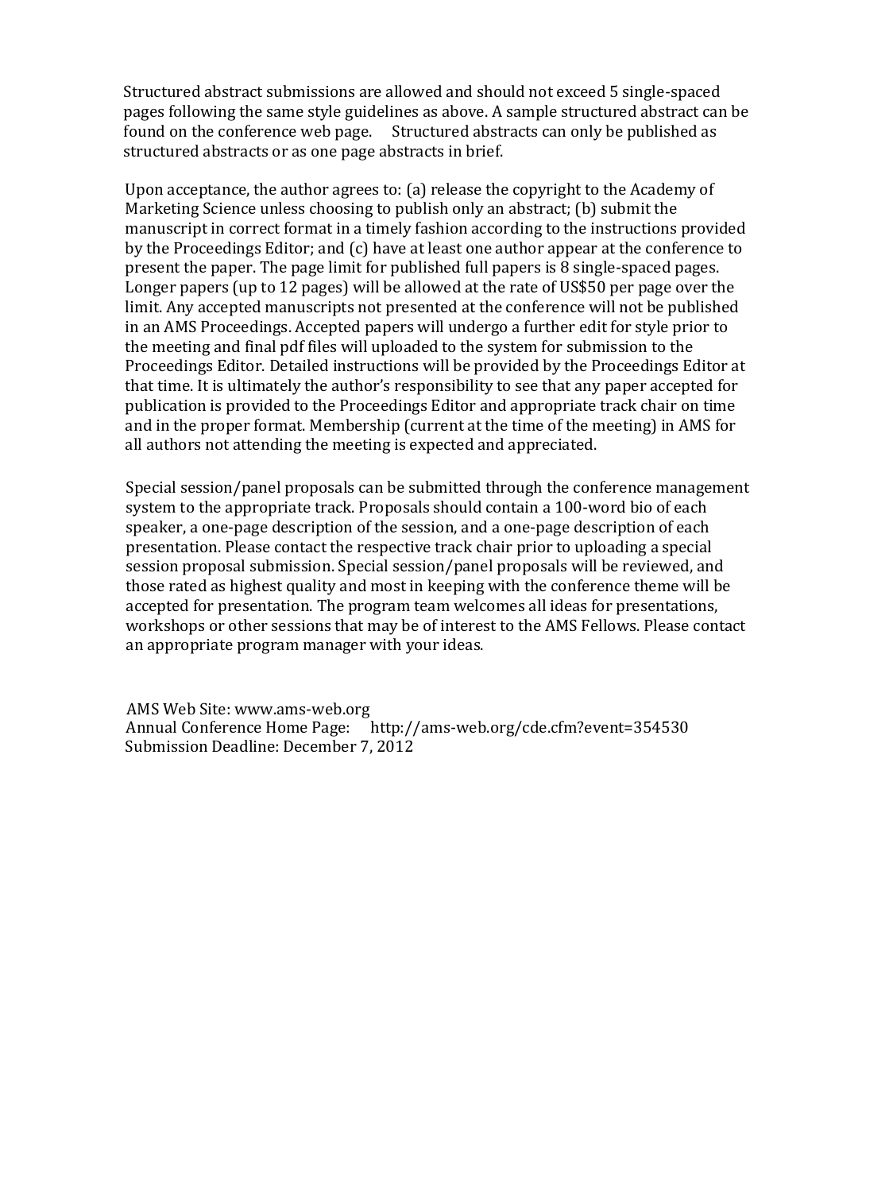Structured abstract submissions are allowed and should not exceed 5 single-spaced pages following the same style guidelines as above. A sample structured abstract can be found on the conference web page. Structured abstracts can only be published as structured abstracts or as one page abstracts in brief.

Upon acceptance, the author agrees to: (a) release the copyright to the Academy of Marketing Science unless choosing to publish only an abstract; (b) submit the manuscript in correct format in a timely fashion according to the instructions provided by the Proceedings Editor; and (c) have at least one author appear at the conference to present the paper. The page limit for published full papers is 8 single-spaced pages. Longer papers (up to 12 pages) will be allowed at the rate of US$50 per page over the limit. Any accepted manuscripts not presented at the conference will not be published in an AMS Proceedings. Accepted papers will undergo a further edit for style prior to the meeting and final pdf files will uploaded to the system for submission to the Proceedings Editor. Detailed instructions will be provided by the Proceedings Editor at that time. It is ultimately the author's responsibility to see that any paper accepted for publication is provided to the Proceedings Editor and appropriate track chair on time and in the proper format. Membership (current at the time of the meeting) in AMS for all authors not attending the meeting is expected and appreciated.

Special session/panel proposals can be submitted through the conference management system to the appropriate track. Proposals should contain a 100-word bio of each speaker, a one-page description of the session, and a one-page description of each presentation. Please contact the respective track chair prior to uploading a special session proposal submission. Special session/panel proposals will be reviewed, and those rated as highest quality and most in keeping with the conference theme will be accepted for presentation. The program team welcomes all ideas for presentations, workshops or other sessions that may be of interest to the AMS Fellows. Please contact an appropriate program manager with your ideas.

AMS Web Site: www.ams-web.org
Annual Conference Home Page: http://ams-web.org/cde.cfm?event=354530
Submission Deadline: December 7, 2012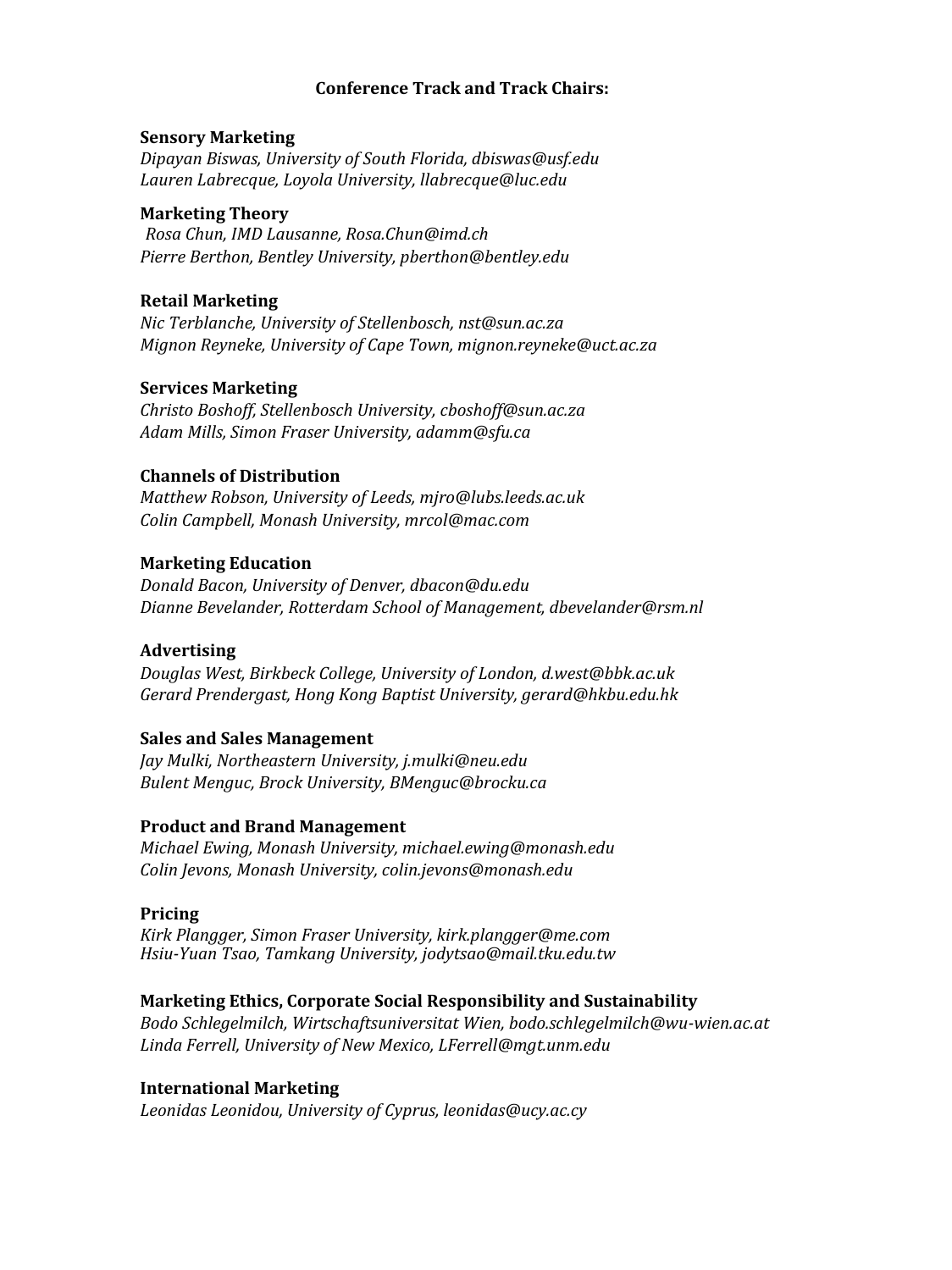**Conference Track and Track Chairs:**

**Sensory Marketing**
*Dipayan Biswas, University of South Florida, dbiswas@usf.edu*
*Lauren Labrecque, Loyola University, llabrecque@luc.edu*

**Marketing Theory**
*Rosa Chun, IMD Lausanne, Rosa.Chun@imd.ch*
*Pierre Berthon, Bentley University, pberthon@bentley.edu*

**Retail Marketing**
*Nic Terblanche, University of Stellenbosch, nst@sun.ac.za*
*Mignon Reyneke, University of Cape Town, mignon.reyneke@uct.ac.za*

**Services Marketing**
*Christo Boshoff, Stellenbosch University, cboshoff@sun.ac.za*
*Adam Mills, Simon Fraser University, adamm@sfu.ca*

**Channels of Distribution**
*Matthew Robson, University of Leeds, mjro@lubs.leeds.ac.uk*
*Colin Campbell, Monash University, mrcol@mac.com*

**Marketing Education**
*Donald Bacon, University of Denver, dbacon@du.edu*
*Dianne Bevelander, Rotterdam School of Management, dbevelander@rsm.nl*

**Advertising**
*Douglas West, Birkbeck College, University of London, d.west@bbk.ac.uk*
*Gerard Prendergast, Hong Kong Baptist University, gerard@hkbu.edu.hk*

**Sales and Sales Management**
*Jay Mulki, Northeastern University, j.mulki@neu.edu*
*Bulent Menguc, Brock University, BMenguc@brocku.ca*

**Product and Brand Management**
*Michael Ewing, Monash University, michael.ewing@monash.edu*
*Colin Jevons, Monash University, colin.jevons@monash.edu*

**Pricing**
*Kirk Plangger, Simon Fraser University, kirk.plangger@me.com*
*Hsiu-Yuan Tsao, Tamkang University, jodytsao@mail.tku.edu.tw*

**Marketing Ethics, Corporate Social Responsibility and Sustainability**
*Bodo Schlegelmilch, Wirtschaftsuniversitat Wien, bodo.schlegelmilch@wu-wien.ac.at*
*Linda Ferrell, University of New Mexico, LFerrell@mgt.unm.edu*

**International Marketing**
*Leonidas Leonidou, University of Cyprus, leonidas@ucy.ac.cy*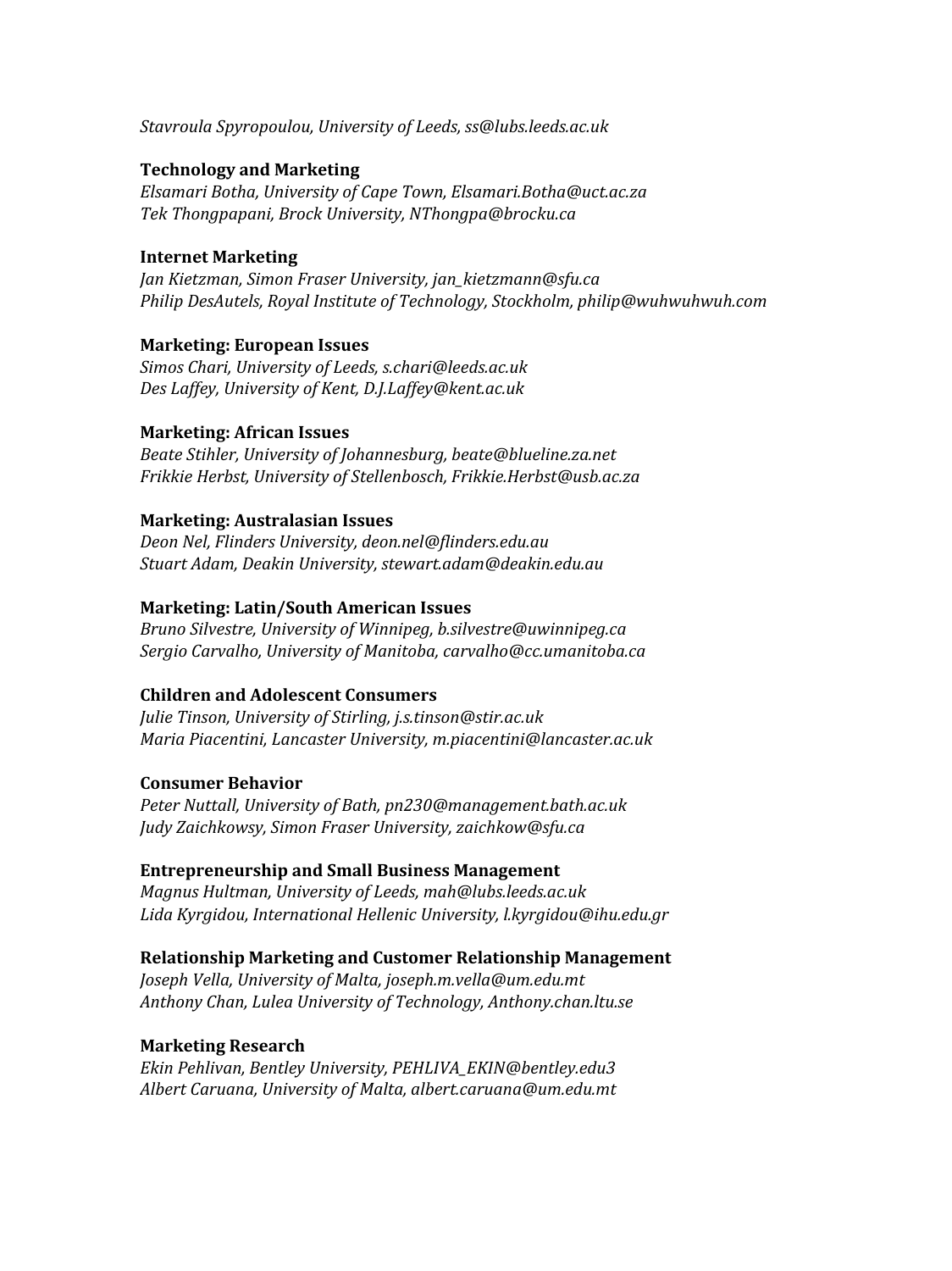*Stavroula Spyropoulou, University of Leeds, ss@lubs.leeds.ac.uk*

**Technology and Marketing**
*Elsamari Botha, University of Cape Town, Elsamari.Botha@uct.ac.za*
*Tek Thongpapani, Brock University, NThongpa@brocku.ca*

**Internet Marketing**
*Jan Kietzman, Simon Fraser University, jan_kietzmann@sfu.ca*
*Philip DesAutels, Royal Institute of Technology, Stockholm, philip@wuhwuhwuh.com*

**Marketing: European Issues**
*Simos Chari, University of Leeds, s.chari@leeds.ac.uk*
*Des Laffey, University of Kent, D.J.Laffey@kent.ac.uk*

**Marketing: African Issues**
*Beate Stihler, University of Johannesburg, beate@blueline.za.net*
*Frikkie Herbst, University of Stellenbosch, Frikkie.Herbst@usb.ac.za*

**Marketing: Australasian Issues**
*Deon Nel, Flinders University, deon.nel@flinders.edu.au*
*Stuart Adam, Deakin University, stewart.adam@deakin.edu.au*

**Marketing: Latin/South American Issues**
*Bruno Silvestre, University of Winnipeg, b.silvestre@uwinnipeg.ca*
*Sergio Carvalho, University of Manitoba, carvalho@cc.umanitoba.ca*

**Children and Adolescent Consumers**
*Julie Tinson, University of Stirling, j.s.tinson@stir.ac.uk*
*Maria Piacentini, Lancaster University, m.piacentini@lancaster.ac.uk*

**Consumer Behavior**
*Peter Nuttall, University of Bath, pn230@management.bath.ac.uk*
*Judy Zaichkowsy, Simon Fraser University, zaichkow@sfu.ca*

**Entrepreneurship and Small Business Management**
*Magnus Hultman, University of Leeds, mah@lubs.leeds.ac.uk*
*Lida Kyrgidou, International Hellenic University, l.kyrgidou@ihu.edu.gr*

**Relationship Marketing and Customer Relationship Management**
*Joseph Vella, University of Malta, joseph.m.vella@um.edu.mt*
*Anthony Chan, Lulea University of Technology, Anthony.chan.ltu.se*

**Marketing Research**
*Ekin Pehlivan, Bentley University, PEHLIVA_EKIN@bentley.edu3*
*Albert Caruana, University of Malta, albert.caruana@um.edu.mt*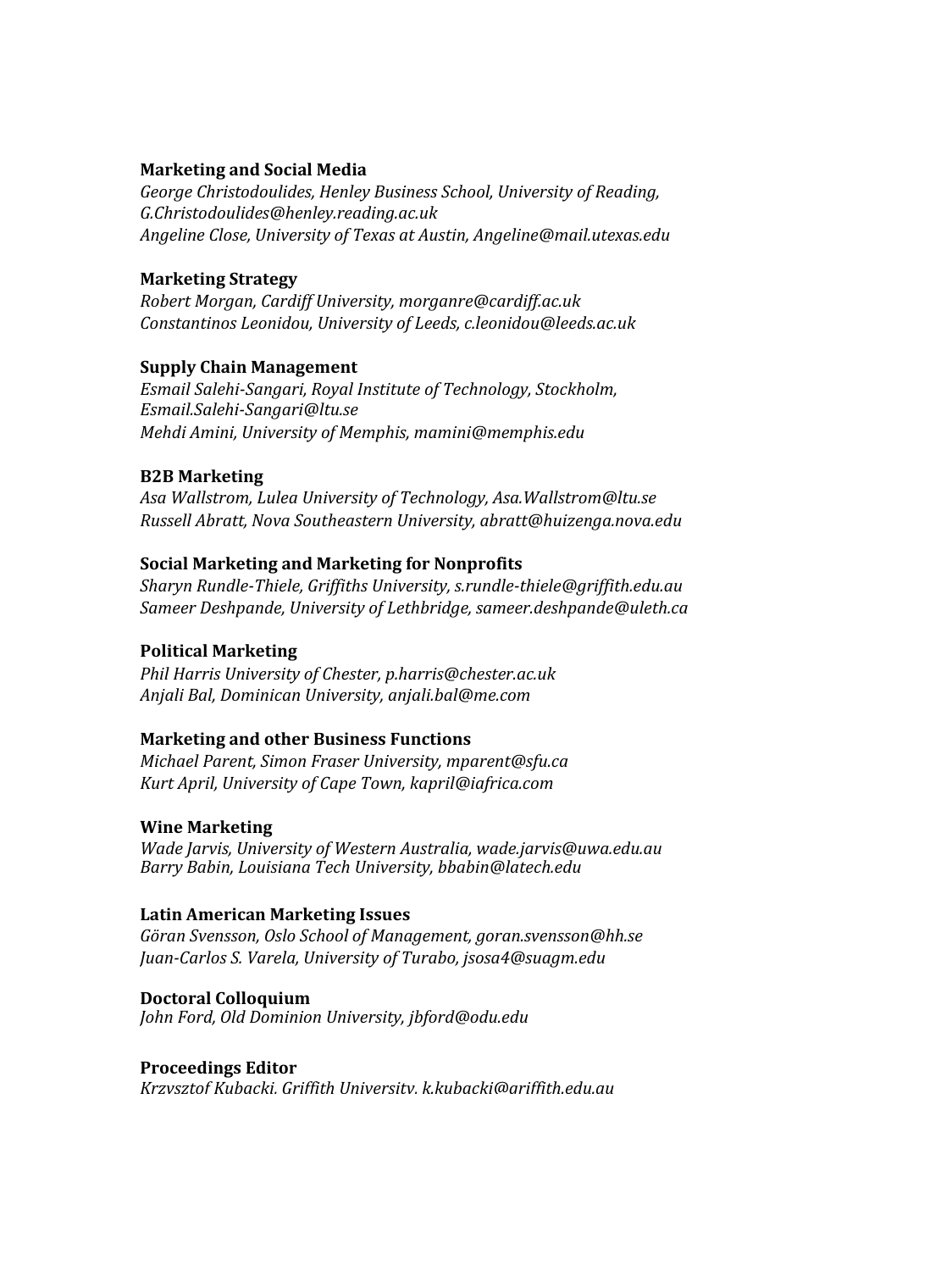**Marketing and Social Media**
*George Christodoulides, Henley Business School, University of Reading, G.Christodoulides@henley.reading.ac.uk*
*Angeline Close, University of Texas at Austin, Angeline@mail.utexas.edu*

**Marketing Strategy**
*Robert Morgan, Cardiff University, morganre@cardiff.ac.uk*
*Constantinos Leonidou, University of Leeds, c.leonidou@leeds.ac.uk*

**Supply Chain Management**
*Esmail Salehi-Sangari, Royal Institute of Technology, Stockholm, Esmail.Salehi-Sangari@ltu.se*
*Mehdi Amini, University of Memphis, mamini@memphis.edu*

**B2B Marketing**
*Asa Wallstrom, Lulea University of Technology, Asa.Wallstrom@ltu.se*
*Russell Abratt, Nova Southeastern University, abratt@huizenga.nova.edu*

**Social Marketing and Marketing for Nonprofits**
*Sharyn Rundle-Thiele, Griffiths University, s.rundle-thiele@griffith.edu.au*
*Sameer Deshpande, University of Lethbridge, sameer.deshpande@uleth.ca*

**Political Marketing**
*Phil Harris University of Chester, p.harris@chester.ac.uk*
*Anjali Bal, Dominican University, anjali.bal@me.com*

**Marketing and other Business Functions**
*Michael Parent, Simon Fraser University, mparent@sfu.ca*
*Kurt April, University of Cape Town, kapril@iafrica.com*

**Wine Marketing**
*Wade Jarvis, University of Western Australia, wade.jarvis@uwa.edu.au*
*Barry Babin, Louisiana Tech University, bbabin@latech.edu*

**Latin American Marketing Issues**
*Göran Svensson, Oslo School of Management, goran.svensson@hh.se*
*Juan-Carlos S. Varela, University of Turabo, jsosa4@suagm.edu*

**Doctoral Colloquium**
*John Ford, Old Dominion University, jbford@odu.edu*

**Proceedings Editor**
*Krzysztof Kubacki, Griffith University, k.kubacki@griffith.edu.au*